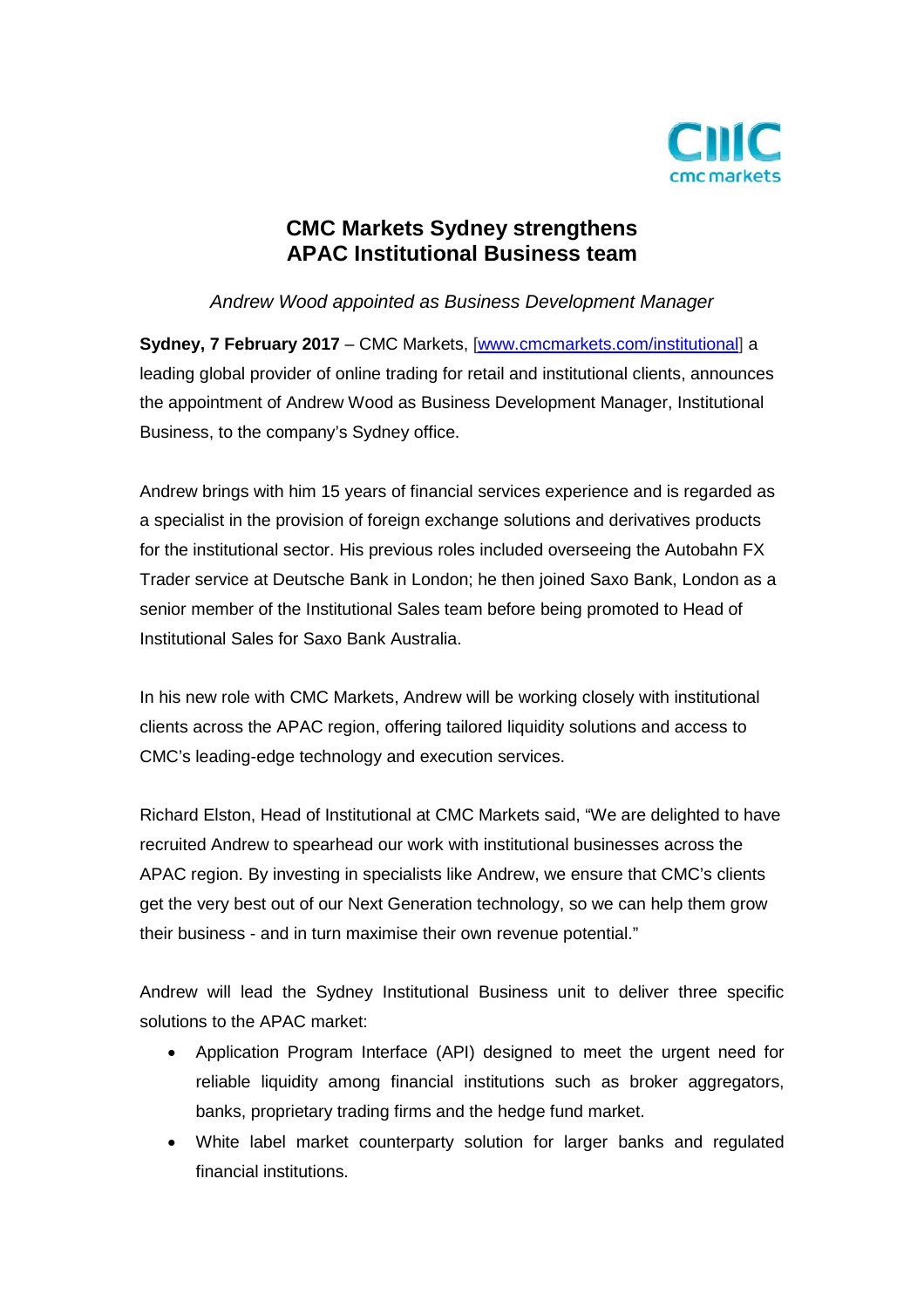# CMC Markets Sydney strengthens APAC Institutional Business team

*Andrew Wood appointed as Business Development Manager*

**Sydney, 7 February 2017** – CMC Markets, [www.cmcmarkets.com/institutional] a leading global provider of online trading for retail and institutional clients, announces the appointment of Andrew Wood as Business Development Manager, Institutional Business, to the company's Sydney office.

Andrew brings with him 15 years of financial services experience and is regarded as a specialist in the provision of foreign exchange solutions and derivatives products for the institutional sector. His previous roles included overseeing the Autobahn FX Trader service at Deutsche Bank in London; he then joined Saxo Bank, London as a senior member of the Institutional Sales team before being promoted to Head of Institutional Sales for Saxo Bank Australia.

In his new role with CMC Markets, Andrew will be working closely with institutional clients across the APAC region, offering tailored liquidity solutions and access to CMC's leading-edge technology and execution services.

Richard Elston, Head of Institutional at CMC Markets said, "We are delighted to have recruited Andrew to spearhead our work with institutional businesses across the APAC region. By investing in specialists like Andrew, we ensure that CMC's clients get the very best out of our Next Generation technology, so we can help them grow their business - and in turn maximise their own revenue potential."

Andrew will lead the Sydney Institutional Business unit to deliver three specific solutions to the APAC market:

- Application Program Interface (API) designed to meet the urgent need for reliable liquidity among financial institutions such as broker aggregators, banks, proprietary trading firms and the hedge fund market.
- White label market counterparty solution for larger banks and regulated financial institutions.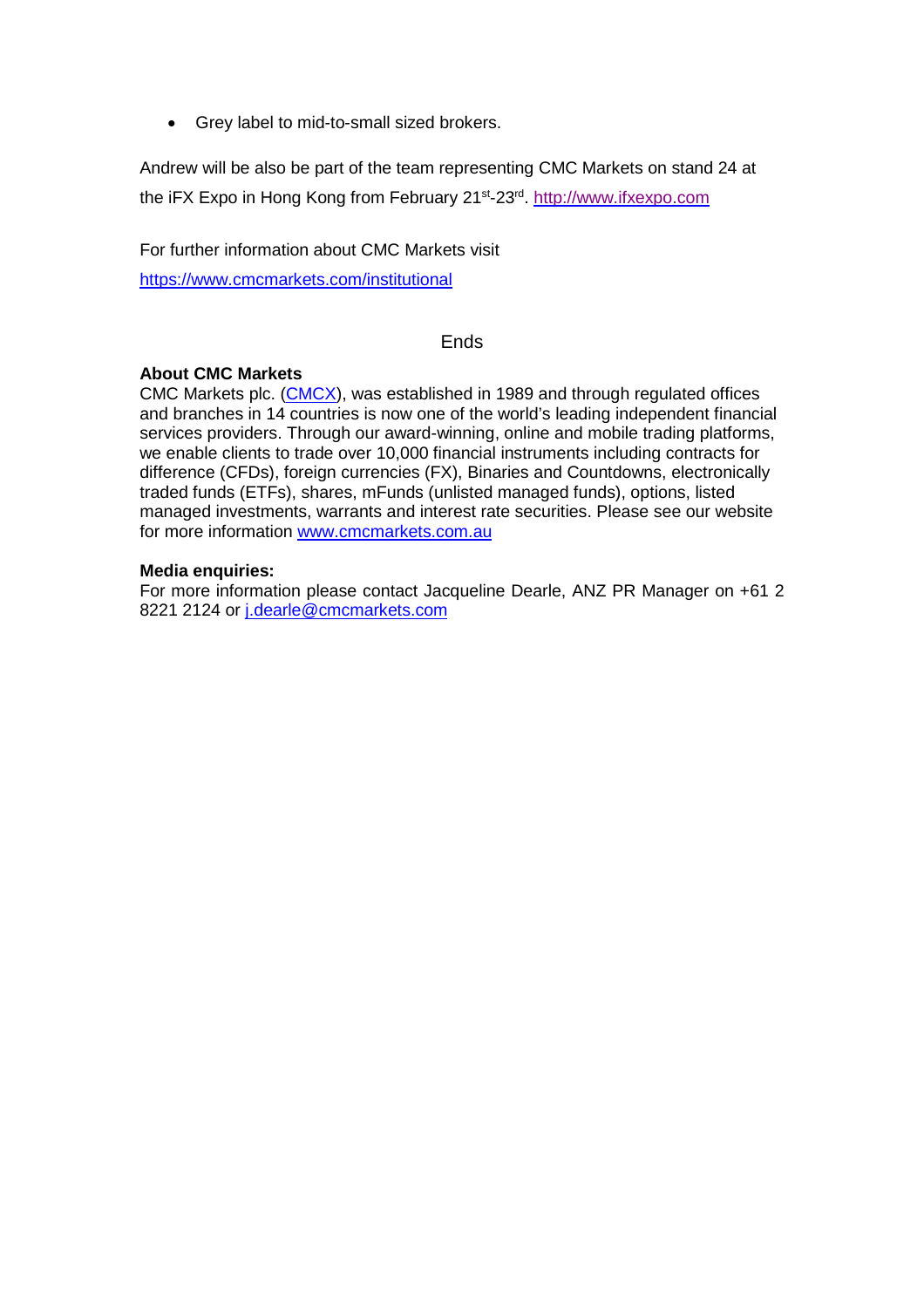- Grey label to mid-to-small sized brokers.

Andrew will be also be part of the team representing CMC Markets on stand 24 at the iFX Expo in Hong Kong from February 21st-23rd. http://www.ifxexpo.com

For further information about CMC Markets visit
https://www.cmcmarkets.com/institutional

Ends

**About CMC Markets**
CMC Markets plc. (CMCX), was established in 1989 and through regulated offices and branches in 14 countries is now one of the world's leading independent financial services providers. Through our award-winning, online and mobile trading platforms, we enable clients to trade over 10,000 financial instruments including contracts for difference (CFDs), foreign currencies (FX), Binaries and Countdowns, electronically traded funds (ETFs), shares, mFunds (unlisted managed funds), options, listed managed investments, warrants and interest rate securities. Please see our website for more information www.cmcmarkets.com.au

**Media enquiries:**
For more information please contact Jacqueline Dearle, ANZ PR Manager on +61 2 8221 2124 or j.dearle@cmcmarkets.com